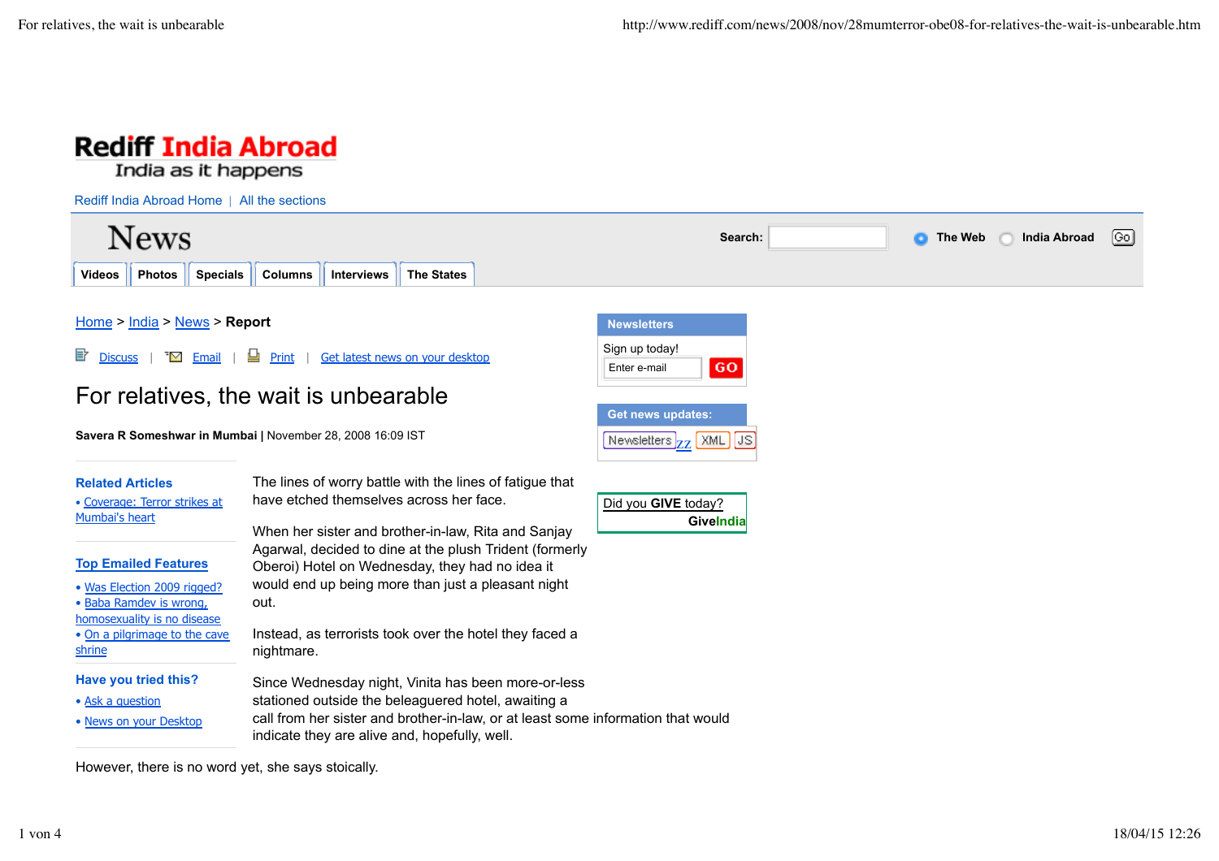# Rediff India Abroad

India as it happens

Rediff India Abroad Home | All the sections

News

Search: The Web India Abroad Go

Videos | Photos | Specials | Columns | Interviews | The States

Home > India > News > **Report**

Discuss | Email | Print | Get latest news on your desktop

**Newsletters**

Sign up today!

Enter e-mail GO

**Get news updates:**

Newsletters | XML | JS

Did you **GIVE** today?
**GiveIndia**

# For relatives, the wait is unbearable

**Savera R Someshwar in Mumbai |** November 28, 2008 16:09 IST

**Related Articles**

- Coverage: Terror strikes at Mumbai's heart

**Top Emailed Features**

- Was Election 2009 rigged?
- Baba Ramdev is wrong, homosexuality is no disease
- On a pilgrimage to the cave shrine

**Have you tried this?**

- Ask a question
- News on your Desktop

The lines of worry battle with the lines of fatigue that have etched themselves across her face.

When her sister and brother-in-law, Rita and Sanjay Agarwal, decided to dine at the plush Trident (formerly Oberoi) Hotel on Wednesday, they had no idea it would end up being more than just a pleasant night out.

Instead, as terrorists took over the hotel they faced a nightmare.

Since Wednesday night, Vinita has been more-or-less stationed outside the beleaguered hotel, awaiting a call from her sister and brother-in-law, or at least some information that would indicate they are alive and, hopefully, well.

However, there is no word yet, she says stoically.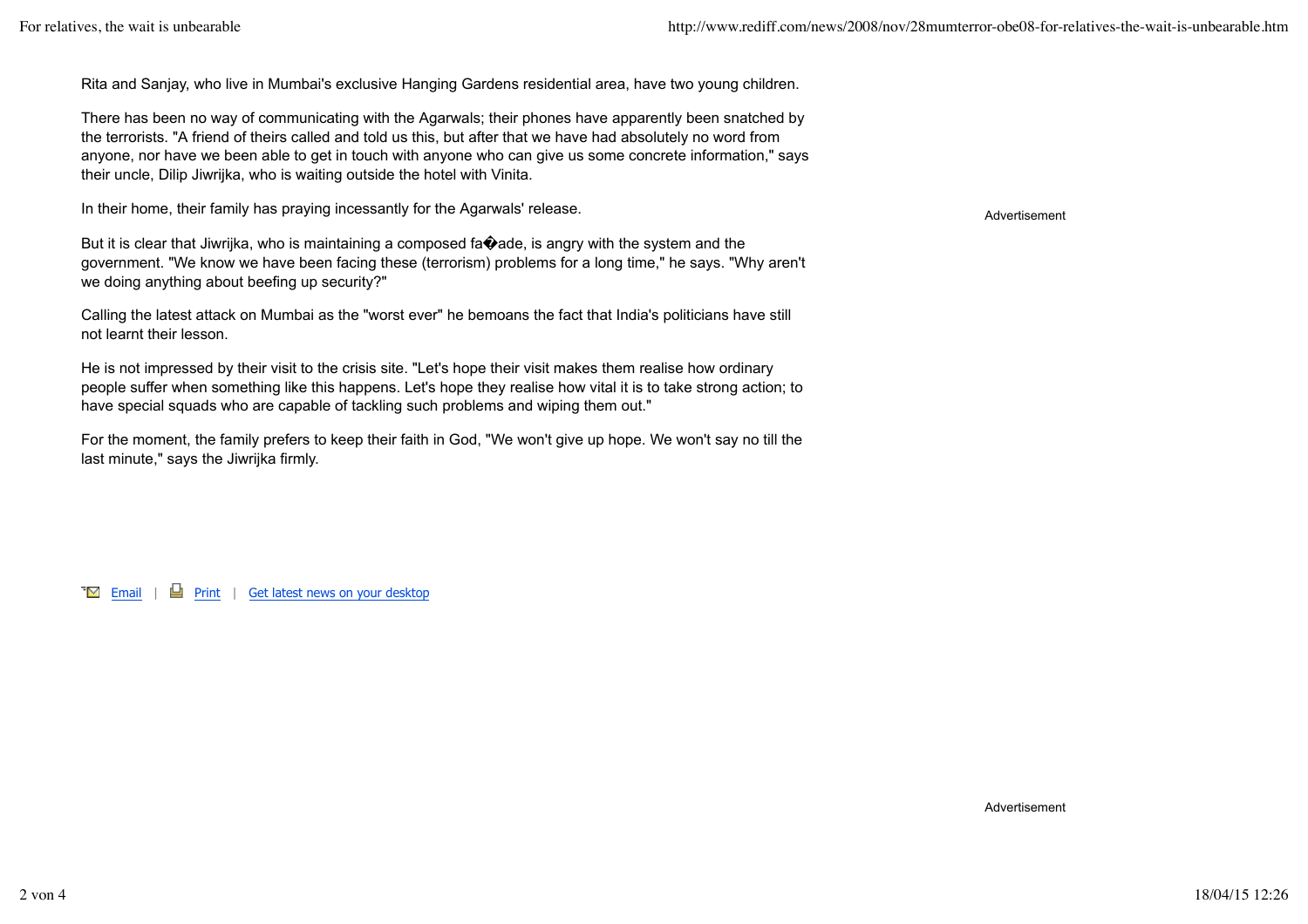Rita and Sanjay, who live in Mumbai's exclusive Hanging Gardens residential area, have two young children.

There has been no way of communicating with the Agarwals; their phones have apparently been snatched by the terrorists. "A friend of theirs called and told us this, but after that we have had absolutely no word from anyone, nor have we been able to get in touch with anyone who can give us some concrete information," says their uncle, Dilip Jiwrijka, who is waiting outside the hotel with Vinita.

In their home, their family has praying incessantly for the Agarwals' release.

But it is clear that Jiwrijka, who is maintaining a composed fa�ade, is angry with the system and the government. "We know we have been facing these (terrorism) problems for a long time," he says. "Why aren't we doing anything about beefing up security?"

Calling the latest attack on Mumbai as the "worst ever" he bemoans the fact that India's politicians have still not learnt their lesson.

He is not impressed by their visit to the crisis site. "Let's hope their visit makes them realise how ordinary people suffer when something like this happens. Let's hope they realise how vital it is to take strong action; to have special squads who are capable of tackling such problems and wiping them out."

For the moment, the family prefers to keep their faith in God, "We won't give up hope. We won't say no till the last minute," says the Jiwrijka firmly.

Email | Print | Get latest news on your desktop

Advertisement

Advertisement